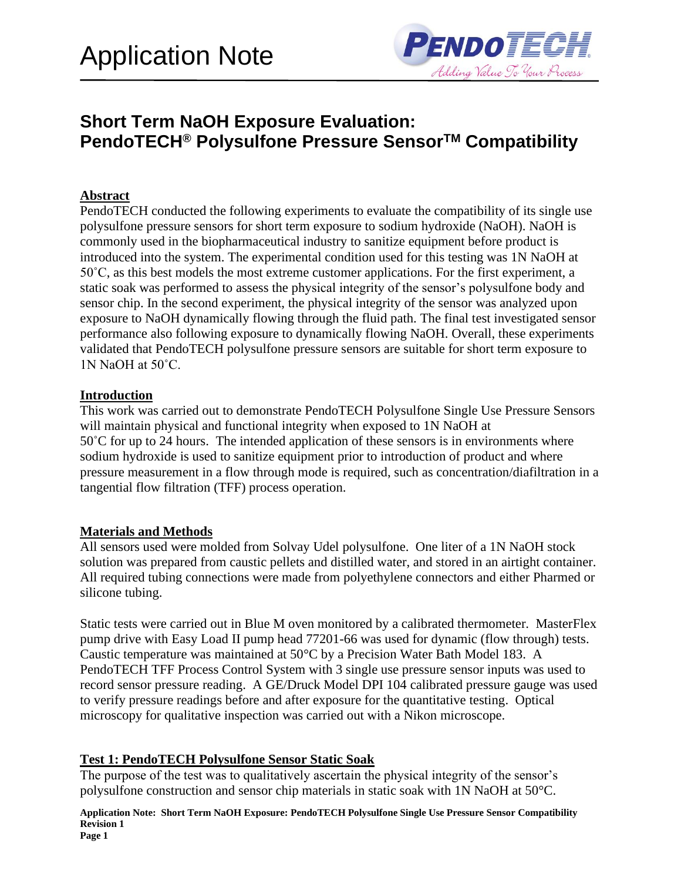# Application Note

## Short Term NaOH Exposure Evaluation: PendoTECH® Polysulfone Pressure Sensor™ Compatibility

### Abstract

PendoTECH conducted the following experiments to evaluate the compatibility of its single use polysulfone pressure sensors for short term exposure to sodium hydroxide (NaOH). NaOH is commonly used in the biopharmaceutical industry to sanitize equipment before product is introduced into the system. The experimental condition used for this testing was 1N NaOH at 50˚C, as this best models the most extreme customer applications. For the first experiment, a static soak was performed to assess the physical integrity of the sensor's polysulfone body and sensor chip. In the second experiment, the physical integrity of the sensor was analyzed upon exposure to NaOH dynamically flowing through the fluid path. The final test investigated sensor performance also following exposure to dynamically flowing NaOH. Overall, these experiments validated that PendoTECH polysulfone pressure sensors are suitable for short term exposure to 1N NaOH at 50˚C.

### Introduction

This work was carried out to demonstrate PendoTECH Polysulfone Single Use Pressure Sensors will maintain physical and functional integrity when exposed to 1N NaOH at 50˚C for up to 24 hours. The intended application of these sensors is in environments where sodium hydroxide is used to sanitize equipment prior to introduction of product and where pressure measurement in a flow through mode is required, such as concentration/diafiltration in a tangential flow filtration (TFF) process operation.

### Materials and Methods

All sensors used were molded from Solvay Udel polysulfone. One liter of a 1N NaOH stock solution was prepared from caustic pellets and distilled water, and stored in an airtight container. All required tubing connections were made from polyethylene connectors and either Pharmed or silicone tubing.

Static tests were carried out in Blue M oven monitored by a calibrated thermometer. MasterFlex pump drive with Easy Load II pump head 77201-66 was used for dynamic (flow through) tests. Caustic temperature was maintained at 50°C by a Precision Water Bath Model 183. A PendoTECH TFF Process Control System with 3 single use pressure sensor inputs was used to record sensor pressure reading. A GE/Druck Model DPI 104 calibrated pressure gauge was used to verify pressure readings before and after exposure for the quantitative testing. Optical microscopy for qualitative inspection was carried out with a Nikon microscope.

### Test 1: PendoTECH Polysulfone Sensor Static Soak

The purpose of the test was to qualitatively ascertain the physical integrity of the sensor's polysulfone construction and sensor chip materials in static soak with 1N NaOH at 50°C.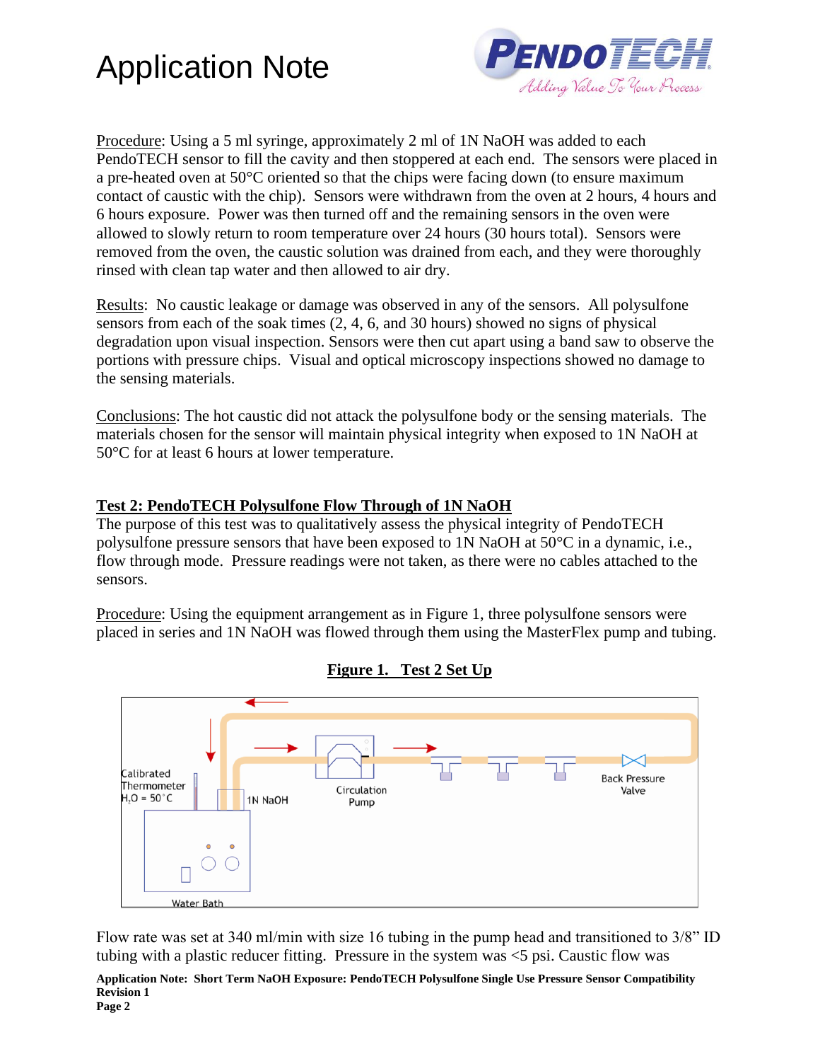Procedure: Using a 5 ml syringe, approximately 2 ml of 1N NaOH was added to each PendoTECH sensor to fill the cavity and then stoppered at each end. The sensors were placed in a pre-heated oven at 50°C oriented so that the chips were facing down (to ensure maximum contact of caustic with the chip). Sensors were withdrawn from the oven at 2 hours, 4 hours and 6 hours exposure. Power was then turned off and the remaining sensors in the oven were allowed to slowly return to room temperature over 24 hours (30 hours total). Sensors were removed from the oven, the caustic solution was drained from each, and they were thoroughly rinsed with clean tap water and then allowed to air dry.

Results: No caustic leakage or damage was observed in any of the sensors. All polysulfone sensors from each of the soak times (2, 4, 6, and 30 hours) showed no signs of physical degradation upon visual inspection. Sensors were then cut apart using a band saw to observe the portions with pressure chips. Visual and optical microscopy inspections showed no damage to the sensing materials.

Conclusions: The hot caustic did not attack the polysulfone body or the sensing materials. The materials chosen for the sensor will maintain physical integrity when exposed to 1N NaOH at 50°C for at least 6 hours at lower temperature.

## Test 2: PendoTECH Polysulfone Flow Through of 1N NaOH

The purpose of this test was to qualitatively assess the physical integrity of PendoTECH polysulfone pressure sensors that have been exposed to 1N NaOH at 50°C in a dynamic, i.e., flow through mode. Pressure readings were not taken, as there were no cables attached to the sensors.

Procedure: Using the equipment arrangement as in Figure 1, three polysulfone sensors were placed in series and 1N NaOH was flowed through them using the MasterFlex pump and tubing.

**Figure 1. Test 2 Set Up**

Calibrated Thermometer $H_2O$ = 50°C | 1N NaOH | Circulation Pump | Back Pressure Valve | Water Bath

Flow rate was set at 340 ml/min with size 16 tubing in the pump head and transitioned to 3/8" ID tubing with a plastic reducer fitting. Pressure in the system was <5 psi. Caustic flow was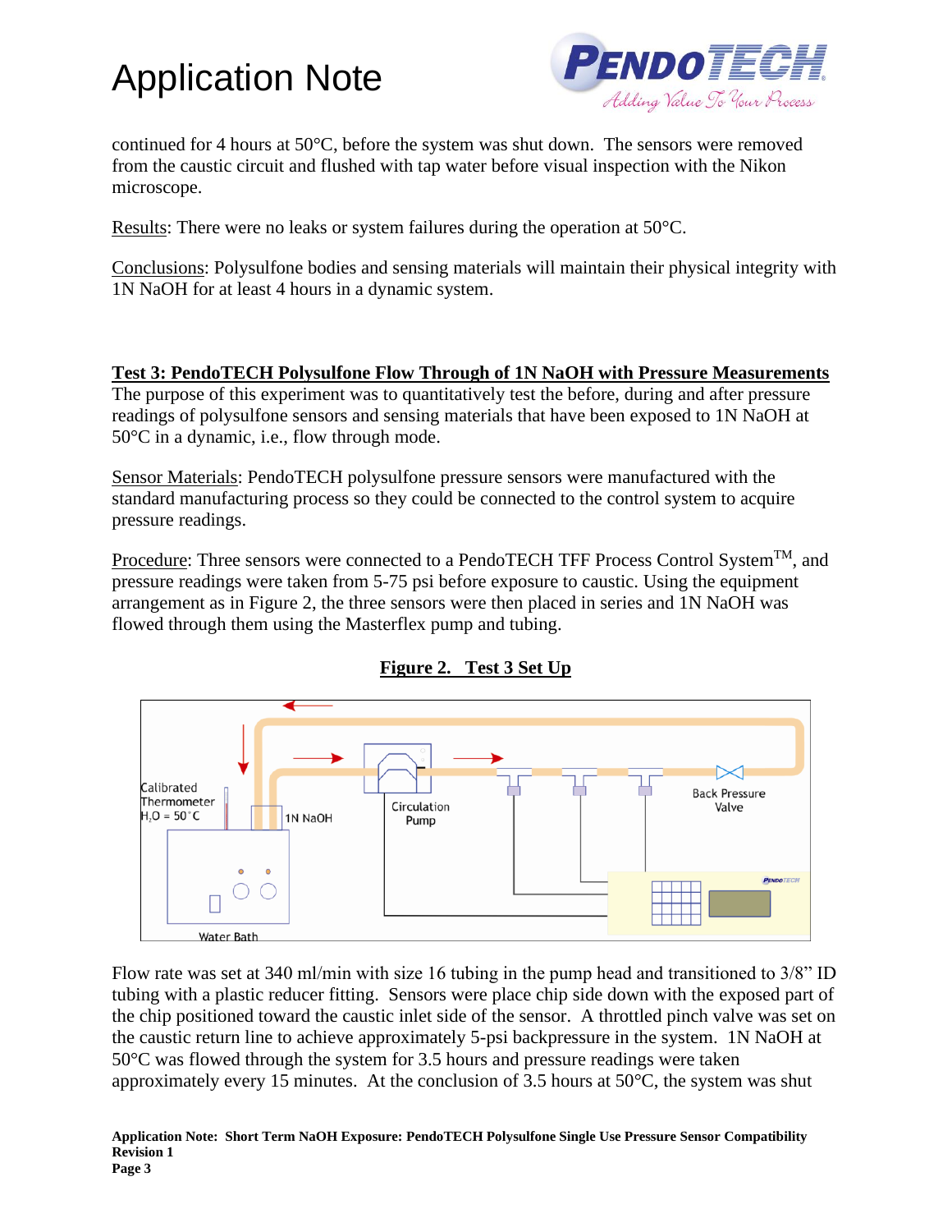continued for 4 hours at 50°C, before the system was shut down. The sensors were removed from the caustic circuit and flushed with tap water before visual inspection with the Nikon microscope.

Results: There were no leaks or system failures during the operation at 50°C.

Conclusions: Polysulfone bodies and sensing materials will maintain their physical integrity with 1N NaOH for at least 4 hours in a dynamic system.

**Test 3: PendoTECH Polysulfone Flow Through of 1N NaOH with Pressure Measurements**

The purpose of this experiment was to quantitatively test the before, during and after pressure readings of polysulfone sensors and sensing materials that have been exposed to 1N NaOH at 50°C in a dynamic, i.e., flow through mode.

Sensor Materials: PendoTECH polysulfone pressure sensors were manufactured with the standard manufacturing process so they could be connected to the control system to acquire pressure readings.

Procedure: Three sensors were connected to a PendoTECH TFF Process Control System™, and pressure readings were taken from 5-75 psi before exposure to caustic. Using the equipment arrangement as in Figure 2, the three sensors were then placed in series and 1N NaOH was flowed through them using the Masterflex pump and tubing.

**Figure 2. Test 3 Set Up**

Calibrated Thermometer $H_2O$ = 50°C

1N NaOH

Circulation Pump

Back Pressure Valve

Water Bath

Flow rate was set at 340 ml/min with size 16 tubing in the pump head and transitioned to 3/8" ID tubing with a plastic reducer fitting. Sensors were place chip side down with the exposed part of the chip positioned toward the caustic inlet side of the sensor. A throttled pinch valve was set on the caustic return line to achieve approximately 5-psi backpressure in the system. 1N NaOH at 50°C was flowed through the system for 3.5 hours and pressure readings were taken approximately every 15 minutes. At the conclusion of 3.5 hours at 50°C, the system was shut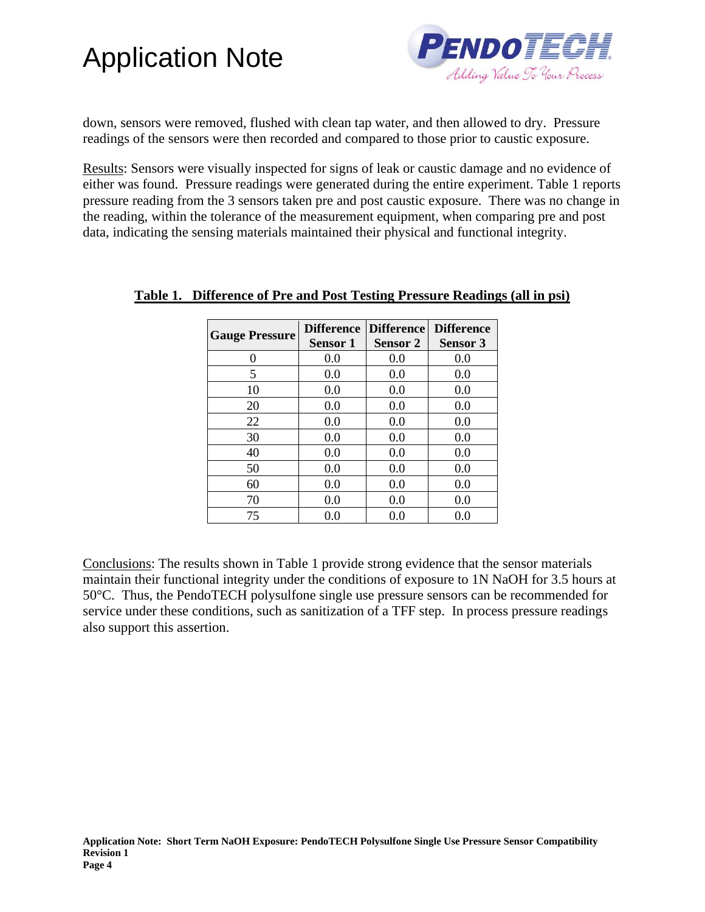down, sensors were removed, flushed with clean tap water, and then allowed to dry. Pressure readings of the sensors were then recorded and compared to those prior to caustic exposure.

Results: Sensors were visually inspected for signs of leak or caustic damage and no evidence of either was found. Pressure readings were generated during the entire experiment. Table 1 reports pressure reading from the 3 sensors taken pre and post caustic exposure. There was no change in the reading, within the tolerance of the measurement equipment, when comparing pre and post data, indicating the sensing materials maintained their physical and functional integrity.

**Table 1. Difference of Pre and Post Testing Pressure Readings (all in psi)**

| Gauge Pressure | Difference Sensor 1 | Difference Sensor 2 | Difference Sensor 3 |
|---|---|---|---|
| 0 | 0.0 | 0.0 | 0.0 |
| 5 | 0.0 | 0.0 | 0.0 |
| 10 | 0.0 | 0.0 | 0.0 |
| 20 | 0.0 | 0.0 | 0.0 |
| 22 | 0.0 | 0.0 | 0.0 |
| 30 | 0.0 | 0.0 | 0.0 |
| 40 | 0.0 | 0.0 | 0.0 |
| 50 | 0.0 | 0.0 | 0.0 |
| 60 | 0.0 | 0.0 | 0.0 |
| 70 | 0.0 | 0.0 | 0.0 |
| 75 | 0.0 | 0.0 | 0.0 |

Conclusions: The results shown in Table 1 provide strong evidence that the sensor materials maintain their functional integrity under the conditions of exposure to 1N NaOH for 3.5 hours at 50°C. Thus, the PendoTECH polysulfone single use pressure sensors can be recommended for service under these conditions, such as sanitization of a TFF step. In process pressure readings also support this assertion.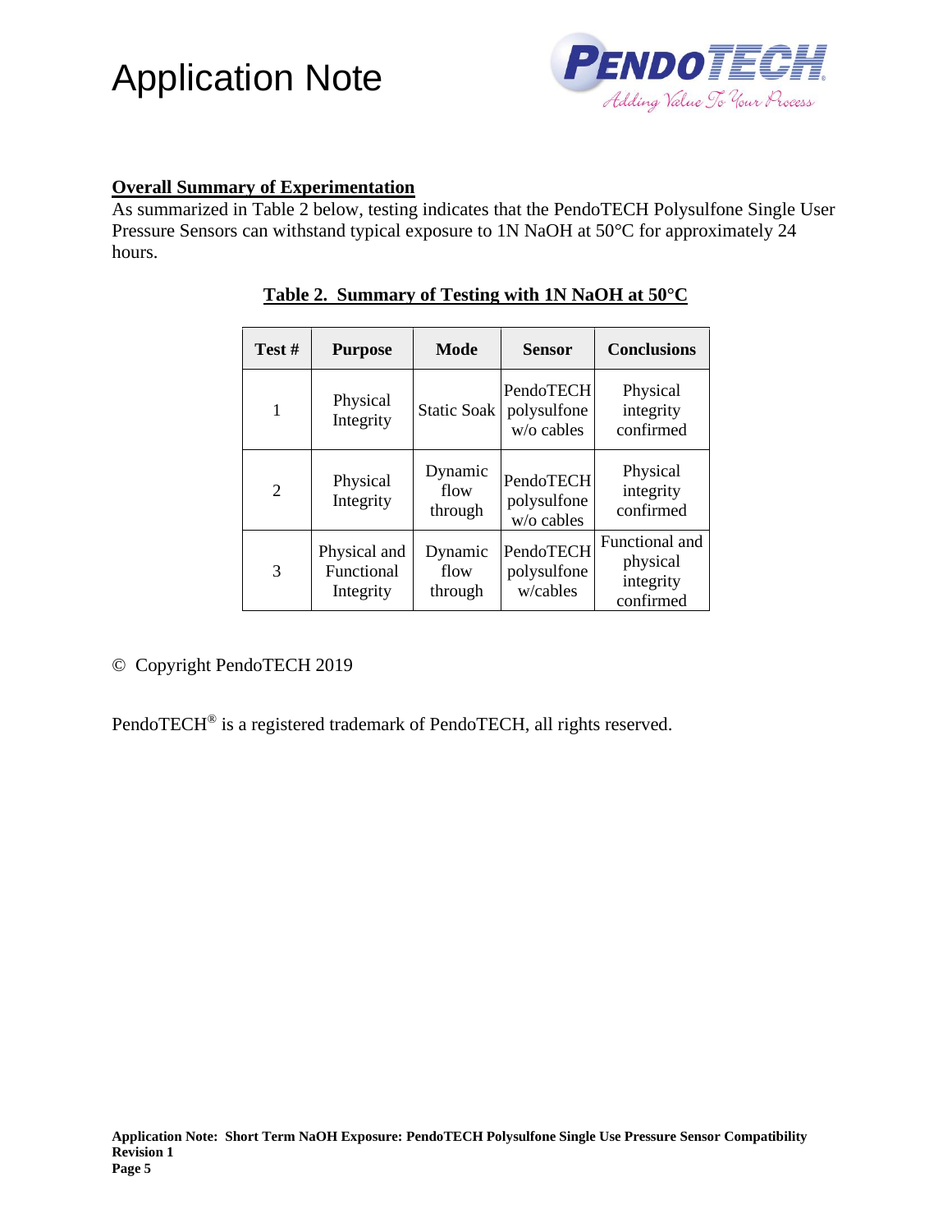**Overall Summary of Experimentation**

As summarized in Table 2 below, testing indicates that the PendoTECH Polysulfone Single User Pressure Sensors can withstand typical exposure to 1N NaOH at 50°C for approximately 24 hours.

**Table 2. Summary of Testing with 1N NaOH at 50°C**

| Test # | Purpose | Mode | Sensor | Conclusions |
|---|---|---|---|---|
| 1 | Physical Integrity | Static Soak | PendoTECH polysulfone w/o cables | Physical integrity confirmed |
| 2 | Physical Integrity | Dynamic flow through | PendoTECH polysulfone w/o cables | Physical integrity confirmed |
| 3 | Physical and Functional Integrity | Dynamic flow through | PendoTECH polysulfone w/cables | Functional and physical integrity confirmed |

© Copyright PendoTECH 2019

PendoTECH® is a registered trademark of PendoTECH, all rights reserved.